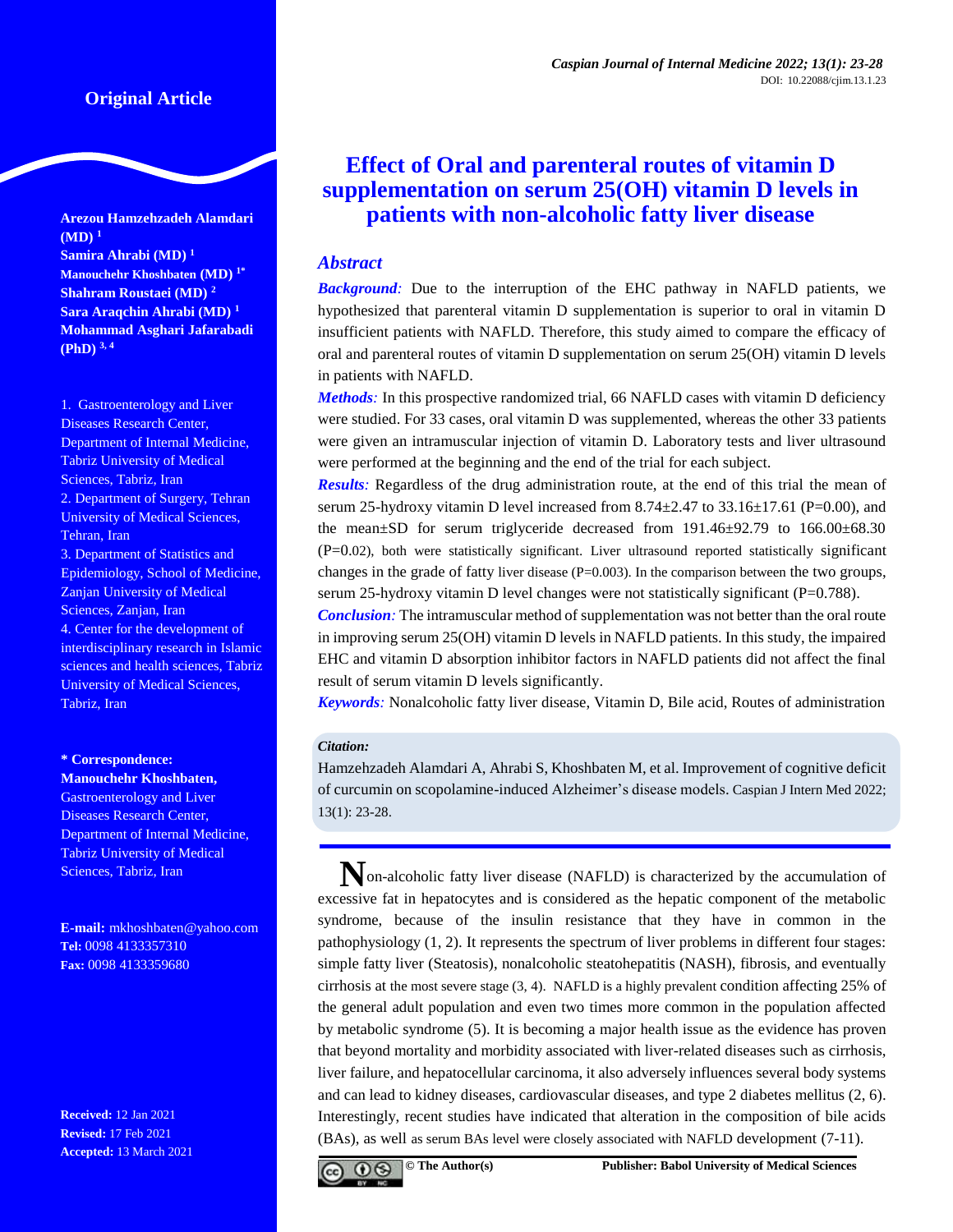Original Article

# Effect of Oral and parenteral routes of vitamin D supplementation on serum 25(OH) vitamin D levels in patients with non-alcoholic fatty liver disease

**Arezou Hamzehzadeh Alamdari (MD)** [1]
**Samira Ahrabi (MD)** [1]
**Manouchehr Khoshbaten (MD)** [1*]
**Shahram Roustaei (MD)** [2]
**Sara Araqchin Ahrabi (MD)** [1]
**Mohammad Asghari Jafarabadi (PhD)** [3, 4]

1. Gastroenterology and Liver Diseases Research Center, Department of Internal Medicine, Tabriz University of Medical Sciences, Tabriz, Iran
2. Department of Surgery, Tehran University of Medical Sciences, Tehran, Iran
3. Department of Statistics and Epidemiology, School of Medicine, Zanjan University of Medical Sciences, Zanjan, Iran
4. Center for the development of interdisciplinary research in Islamic sciences and health sciences, Tabriz University of Medical Sciences, Tabriz, Iran

**\* Correspondence:**
**Manouchehr Khoshbaten,** Gastroenterology and Liver Diseases Research Center, Department of Internal Medicine, Tabriz University of Medical Sciences, Tabriz, Iran

**E-mail:** mkhoshbaten@yahoo.com
**Tel:** 0098 4133357310
**Fax:** 0098 4133359680

**Received:** 12 Jan 2021
**Revised:** 17 Feb 2021
**Accepted:** 13 March 2021

## Abstract

***Background:*** Due to the interruption of the EHC pathway in NAFLD patients, we hypothesized that parenteral vitamin D supplementation is superior to oral in vitamin D insufficient patients with NAFLD. Therefore, this study aimed to compare the efficacy of oral and parenteral routes of vitamin D supplementation on serum 25(OH) vitamin D levels in patients with NAFLD.

***Methods:*** In this prospective randomized trial, 66 NAFLD cases with vitamin D deficiency were studied. For 33 cases, oral vitamin D was supplemented, whereas the other 33 patients were given an intramuscular injection of vitamin D. Laboratory tests and liver ultrasound were performed at the beginning and the end of the trial for each subject.

***Results:*** Regardless of the drug administration route, at the end of this trial the mean of serum 25-hydroxy vitamin D level increased from 8.74±2.47 to 33.16±17.61 (P=0.00), and the mean±SD for serum triglyceride decreased from 191.46±92.79 to 166.00±68.30 (P=0.02), both were statistically significant. Liver ultrasound reported statistically significant changes in the grade of fatty liver disease (P=0.003). In the comparison between the two groups, serum 25-hydroxy vitamin D level changes were not statistically significant (P=0.788).

***Conclusion:*** The intramuscular method of supplementation was not better than the oral route in improving serum 25(OH) vitamin D levels in NAFLD patients. In this study, the impaired EHC and vitamin D absorption inhibitor factors in NAFLD patients did not affect the final result of serum vitamin D levels significantly.

***Keywords:*** Nonalcoholic fatty liver disease, Vitamin D, Bile acid, Routes of administration

***Citation:***
Hamzehzadeh Alamdari A, Ahrabi S, Khoshbaten M, et al. Improvement of cognitive deficit of curcumin on scopolamine-induced Alzheimer's disease models. Caspian J Intern Med 2022; 13(1): 23-28.

Non-alcoholic fatty liver disease (NAFLD) is characterized by the accumulation of excessive fat in hepatocytes and is considered as the hepatic component of the metabolic syndrome, because of the insulin resistance that they have in common in the pathophysiology (1, 2). It represents the spectrum of liver problems in different four stages: simple fatty liver (Steatosis), nonalcoholic steatohepatitis (NASH), fibrosis, and eventually cirrhosis at the most severe stage (3, 4). NAFLD is a highly prevalent condition affecting 25% of the general adult population and even two times more common in the population affected by metabolic syndrome (5). It is becoming a major health issue as the evidence has proven that beyond mortality and morbidity associated with liver-related diseases such as cirrhosis, liver failure, and hepatocellular carcinoma, it also adversely influences several body systems and can lead to kidney diseases, cardiovascular diseases, and type 2 diabetes mellitus (2, 6). Interestingly, recent studies have indicated that alteration in the composition of bile acids (BAs), as well as serum BAs level were closely associated with NAFLD development (7-11).

© The Author(s) Publisher: Babol University of Medical Sciences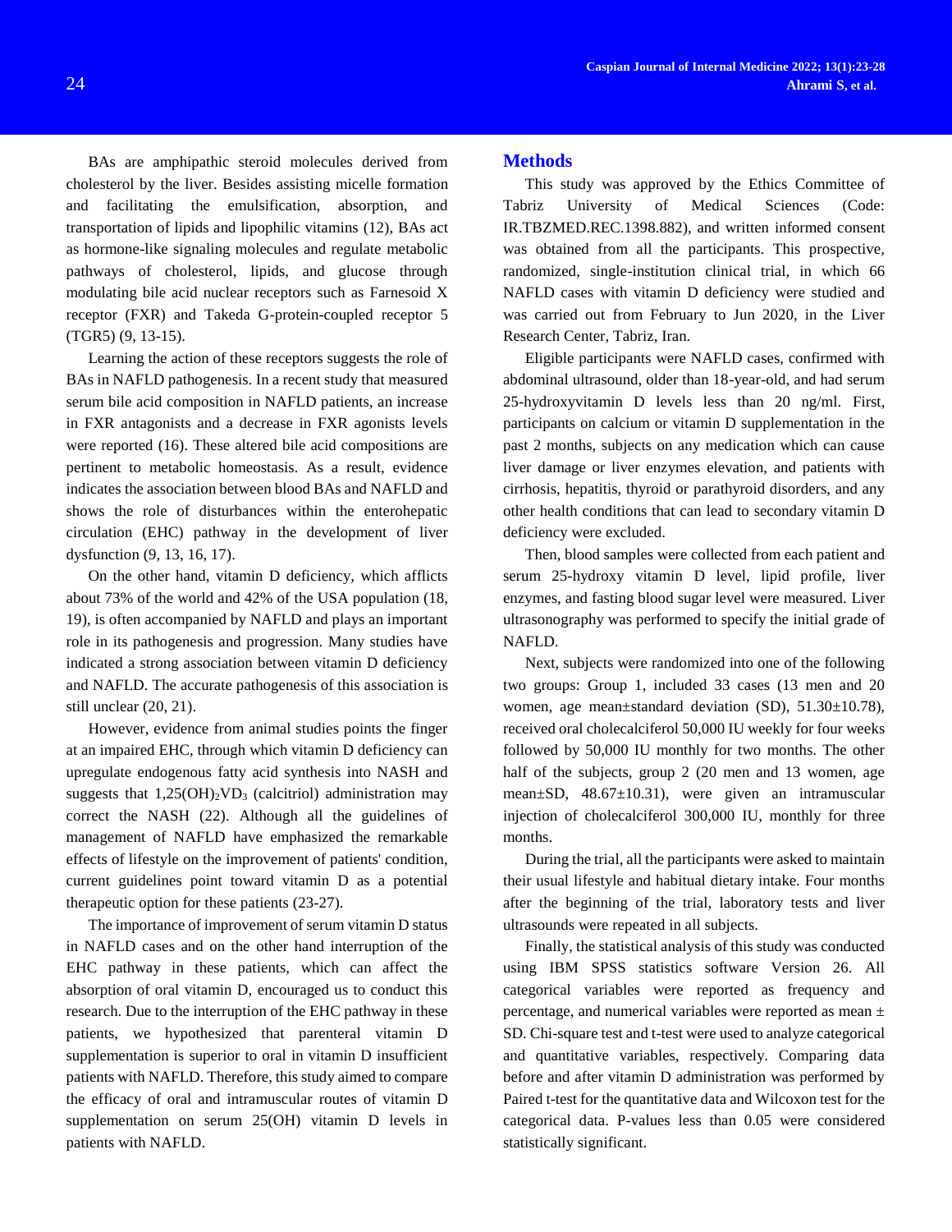BAs are amphipathic steroid molecules derived from cholesterol by the liver. Besides assisting micelle formation and facilitating the emulsification, absorption, and transportation of lipids and lipophilic vitamins (12), BAs act as hormone-like signaling molecules and regulate metabolic pathways of cholesterol, lipids, and glucose through modulating bile acid nuclear receptors such as Farnesoid X receptor (FXR) and Takeda G-protein-coupled receptor 5 (TGR5) (9, 13-15).

Learning the action of these receptors suggests the role of BAs in NAFLD pathogenesis. In a recent study that measured serum bile acid composition in NAFLD patients, an increase in FXR antagonists and a decrease in FXR agonists levels were reported (16). These altered bile acid compositions are pertinent to metabolic homeostasis. As a result, evidence indicates the association between blood BAs and NAFLD and shows the role of disturbances within the enterohepatic circulation (EHC) pathway in the development of liver dysfunction (9, 13, 16, 17).

On the other hand, vitamin D deficiency, which afflicts about 73% of the world and 42% of the USA population (18, 19), is often accompanied by NAFLD and plays an important role in its pathogenesis and progression. Many studies have indicated a strong association between vitamin D deficiency and NAFLD. The accurate pathogenesis of this association is still unclear (20, 21).

However, evidence from animal studies points the finger at an impaired EHC, through which vitamin D deficiency can upregulate endogenous fatty acid synthesis into NASH and suggests that $1,25(OH)_2VD_3$ (calcitriol) administration may correct the NASH (22). Although all the guidelines of management of NAFLD have emphasized the remarkable effects of lifestyle on the improvement of patients' condition, current guidelines point toward vitamin D as a potential therapeutic option for these patients (23-27).

The importance of improvement of serum vitamin D status in NAFLD cases and on the other hand interruption of the EHC pathway in these patients, which can affect the absorption of oral vitamin D, encouraged us to conduct this research. Due to the interruption of the EHC pathway in these patients, we hypothesized that parenteral vitamin D supplementation is superior to oral in vitamin D insufficient patients with NAFLD. Therefore, this study aimed to compare the efficacy of oral and intramuscular routes of vitamin D supplementation on serum 25(OH) vitamin D levels in patients with NAFLD.

## Methods

This study was approved by the Ethics Committee of Tabriz University of Medical Sciences (Code: IR.TBZMED.REC.1398.882), and written informed consent was obtained from all the participants. This prospective, randomized, single-institution clinical trial, in which 66 NAFLD cases with vitamin D deficiency were studied and was carried out from February to Jun 2020, in the Liver Research Center, Tabriz, Iran.

Eligible participants were NAFLD cases, confirmed with abdominal ultrasound, older than 18-year-old, and had serum 25-hydroxyvitamin D levels less than 20 ng/ml. First, participants on calcium or vitamin D supplementation in the past 2 months, subjects on any medication which can cause liver damage or liver enzymes elevation, and patients with cirrhosis, hepatitis, thyroid or parathyroid disorders, and any other health conditions that can lead to secondary vitamin D deficiency were excluded.

Then, blood samples were collected from each patient and serum 25-hydroxy vitamin D level, lipid profile, liver enzymes, and fasting blood sugar level were measured. Liver ultrasonography was performed to specify the initial grade of NAFLD.

Next, subjects were randomized into one of the following two groups: Group 1, included 33 cases (13 men and 20 women, age mean±standard deviation (SD), 51.30±10.78), received oral cholecalciferol 50,000 IU weekly for four weeks followed by 50,000 IU monthly for two months. The other half of the subjects, group 2 (20 men and 13 women, age mean±SD, 48.67±10.31), were given an intramuscular injection of cholecalciferol 300,000 IU, monthly for three months.

During the trial, all the participants were asked to maintain their usual lifestyle and habitual dietary intake. Four months after the beginning of the trial, laboratory tests and liver ultrasounds were repeated in all subjects.

Finally, the statistical analysis of this study was conducted using IBM SPSS statistics software Version 26. All categorical variables were reported as frequency and percentage, and numerical variables were reported as mean ± SD. Chi-square test and t-test were used to analyze categorical and quantitative variables, respectively. Comparing data before and after vitamin D administration was performed by Paired t-test for the quantitative data and Wilcoxon test for the categorical data. P-values less than 0.05 were considered statistically significant.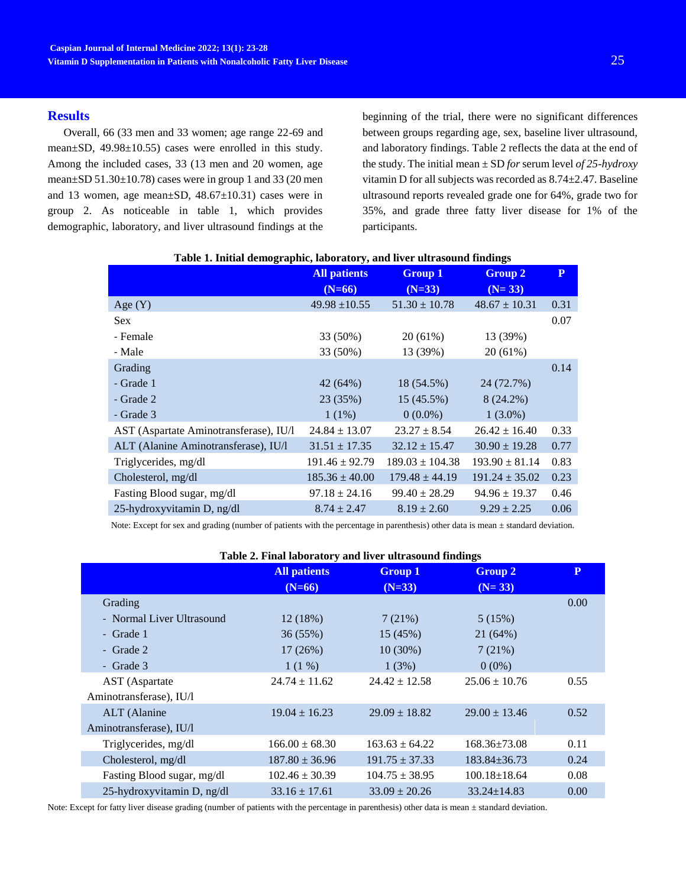## Results

Overall, 66 (33 men and 33 women; age range 22-69 and mean±SD, 49.98±10.55) cases were enrolled in this study. Among the included cases, 33 (13 men and 20 women, age mean±SD 51.30±10.78) cases were in group 1 and 33 (20 men and 13 women, age mean±SD, 48.67±10.31) cases were in group 2. As noticeable in table 1, which provides demographic, laboratory, and liver ultrasound findings at the beginning of the trial, there were no significant differences between groups regarding age, sex, baseline liver ultrasound, and laboratory findings. Table 2 reflects the data at the end of the study. The initial mean ± SD *for* serum level *of 25-hydroxy* vitamin D for all subjects was recorded as 8.74±2.47. Baseline ultrasound reports revealed grade one for 64%, grade two for 35%, and grade three fatty liver disease for 1% of the participants.

**Table 1. Initial demographic, laboratory, and liver ultrasound findings**

| | All patients (N=66) | Group 1 (N=33) | Group 2 (N= 33) | P |
|---|---|---|---|---|
| Age (Y) | 49.98 ±10.55 | 51.30 ± 10.78 | 48.67 ± 10.31 | 0.31 |
| Sex | | | | 0.07 |
| - Female | 33 (50%) | 20 (61%) | 13 (39%) | |
| - Male | 33 (50%) | 13 (39%) | 20 (61%) | |
| Grading | | | | 0.14 |
| - Grade 1 | 42 (64%) | 18 (54.5%) | 24 (72.7%) | |
| - Grade 2 | 23 (35%) | 15 (45.5%) | 8 (24.2%) | |
| - Grade 3 | 1 (1%) | 0 (0.0%) | 1 (3.0%) | |
| AST (Aspartate Aminotransferase), IU/l | 24.84 ± 13.07 | 23.27 ± 8.54 | 26.42 ± 16.40 | 0.33 |
| ALT (Alanine Aminotransferase), IU/l | 31.51 ± 17.35 | 32.12 ± 15.47 | 30.90 ± 19.28 | 0.77 |
| Triglycerides, mg/dl | 191.46 ± 92.79 | 189.03 ± 104.38 | 193.90 ± 81.14 | 0.83 |
| Cholesterol, mg/dl | 185.36 ± 40.00 | 179.48 ± 44.19 | 191.24 ± 35.02 | 0.23 |
| Fasting Blood sugar, mg/dl | 97.18 ± 24.16 | 99.40 ± 28.29 | 94.96 ± 19.37 | 0.46 |
| 25-hydroxyvitamin D, ng/dl | 8.74 ± 2.47 | 8.19 ± 2.60 | 9.29 ± 2.25 | 0.06 |

Note: Except for sex and grading (number of patients with the percentage in parenthesis) other data is mean ± standard deviation.

**Table 2. Final laboratory and liver ultrasound findings**

| | All patients (N=66) | Group 1 (N=33) | Group 2 (N= 33) | P |
|---|---|---|---|---|
| Grading | | | | 0.00 |
| - Normal Liver Ultrasound | 12 (18%) | 7 (21%) | 5 (15%) | |
| - Grade 1 | 36 (55%) | 15 (45%) | 21 (64%) | |
| - Grade 2 | 17 (26%) | 10 (30%) | 7 (21%) | |
| - Grade 3 | 1 (1 %) | 1 (3%) | 0 (0%) | |
| AST (Aspartate Aminotransferase), IU/l | 24.74 ± 11.62 | 24.42 ± 12.58 | 25.06 ± 10.76 | 0.55 |
| ALT (Alanine Aminotransferase), IU/l | 19.04 ± 16.23 | 29.09 ± 18.82 | 29.00 ± 13.46 | 0.52 |
| Triglycerides, mg/dl | 166.00 ± 68.30 | 163.63 ± 64.22 | 168.36±73.08 | 0.11 |
| Cholesterol, mg/dl | 187.80 ± 36.96 | 191.75 ± 37.33 | 183.84±36.73 | 0.24 |
| Fasting Blood sugar, mg/dl | 102.46 ± 30.39 | 104.75 ± 38.95 | 100.18±18.64 | 0.08 |
| 25-hydroxyvitamin D, ng/dl | 33.16 ± 17.61 | 33.09 ± 20.26 | 33.24±14.83 | 0.00 |

Note: Except for fatty liver disease grading (number of patients with the percentage in parenthesis) other data is mean ± standard deviation.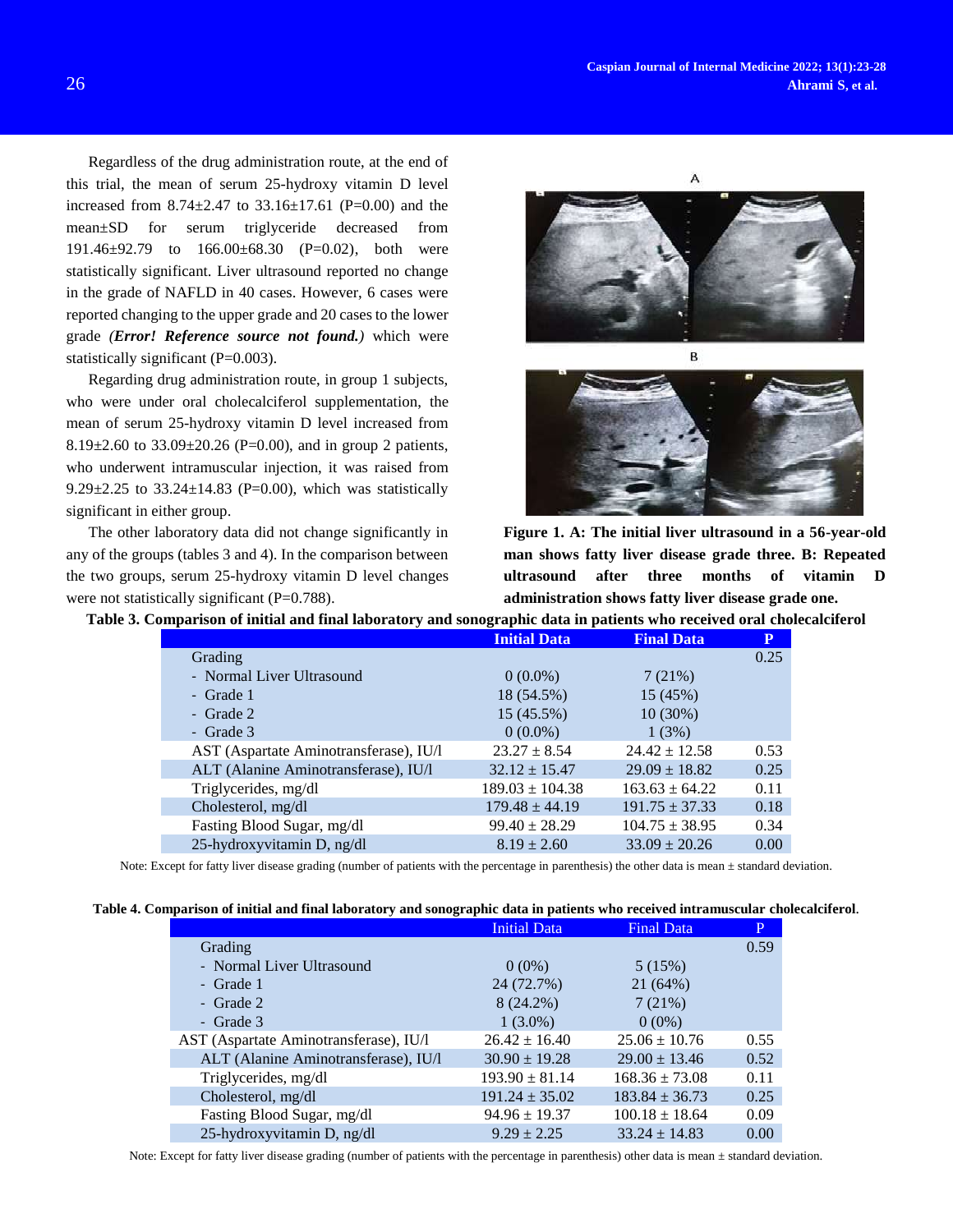Regardless of the drug administration route, at the end of this trial, the mean of serum 25-hydroxy vitamin D level increased from 8.74±2.47 to 33.16±17.61 (P=0.00) and the mean±SD for serum triglyceride decreased from 191.46±92.79 to 166.00±68.30 (P=0.02), both were statistically significant. Liver ultrasound reported no change in the grade of NAFLD in 40 cases. However, 6 cases were reported changing to the upper grade and 20 cases to the lower grade *(**Error! Reference source not found.**)* which were statistically significant (P=0.003).

Regarding drug administration route, in group 1 subjects, who were under oral cholecalciferol supplementation, the mean of serum 25-hydroxy vitamin D level increased from 8.19±2.60 to 33.09±20.26 (P=0.00), and in group 2 patients, who underwent intramuscular injection, it was raised from 9.29±2.25 to 33.24±14.83 (P=0.00), which was statistically significant in either group.

The other laboratory data did not change significantly in any of the groups (tables 3 and 4). In the comparison between the two groups, serum 25-hydroxy vitamin D level changes were not statistically significant (P=0.788).

**Figure 1. A: The initial liver ultrasound in a 56-year-old man shows fatty liver disease grade three. B: Repeated ultrasound after three months of vitamin D administration shows fatty liver disease grade one.**

**Table 3. Comparison of initial and final laboratory and sonographic data in patients who received oral cholecalciferol**

| | Initial Data | Final Data | P |
|---|---|---|---|
| Grading | | | 0.25 |
| - Normal Liver Ultrasound | 0 (0.0%) | 7 (21%) | |
| - Grade 1 | 18 (54.5%) | 15 (45%) | |
| - Grade 2 | 15 (45.5%) | 10 (30%) | |
| - Grade 3 | 0 (0.0%) | 1 (3%) | |
| AST (Aspartate Aminotransferase), IU/l | 23.27 ± 8.54 | 24.42 ± 12.58 | 0.53 |
| ALT (Alanine Aminotransferase), IU/l | 32.12 ± 15.47 | 29.09 ± 18.82 | 0.25 |
| Triglycerides, mg/dl | 189.03 ± 104.38 | 163.63 ± 64.22 | 0.11 |
| Cholesterol, mg/dl | 179.48 ± 44.19 | 191.75 ± 37.33 | 0.18 |
| Fasting Blood Sugar, mg/dl | 99.40 ± 28.29 | 104.75 ± 38.95 | 0.34 |
| 25-hydroxyvitamin D, ng/dl | 8.19 ± 2.60 | 33.09 ± 20.26 | 0.00 |

Note: Except for fatty liver disease grading (number of patients with the percentage in parenthesis) the other data is mean ± standard deviation.

**Table 4. Comparison of initial and final laboratory and sonographic data in patients who received intramuscular cholecalciferol**.

| | Initial Data | Final Data | P |
|---|---|---|---|
| Grading | | | 0.59 |
| - Normal Liver Ultrasound | 0 (0%) | 5 (15%) | |
| - Grade 1 | 24 (72.7%) | 21 (64%) | |
| - Grade 2 | 8 (24.2%) | 7 (21%) | |
| - Grade 3 | 1 (3.0%) | 0 (0%) | |
| AST (Aspartate Aminotransferase), IU/l | 26.42 ± 16.40 | 25.06 ± 10.76 | 0.55 |
| ALT (Alanine Aminotransferase), IU/l | 30.90 ± 19.28 | 29.00 ± 13.46 | 0.52 |
| Triglycerides, mg/dl | 193.90 ± 81.14 | 168.36 ± 73.08 | 0.11 |
| Cholesterol, mg/dl | 191.24 ± 35.02 | 183.84 ± 36.73 | 0.25 |
| Fasting Blood Sugar, mg/dl | 94.96 ± 19.37 | 100.18 ± 18.64 | 0.09 |
| 25-hydroxyvitamin D, ng/dl | 9.29 ± 2.25 | 33.24 ± 14.83 | 0.00 |

Note: Except for fatty liver disease grading (number of patients with the percentage in parenthesis) other data is mean ± standard deviation.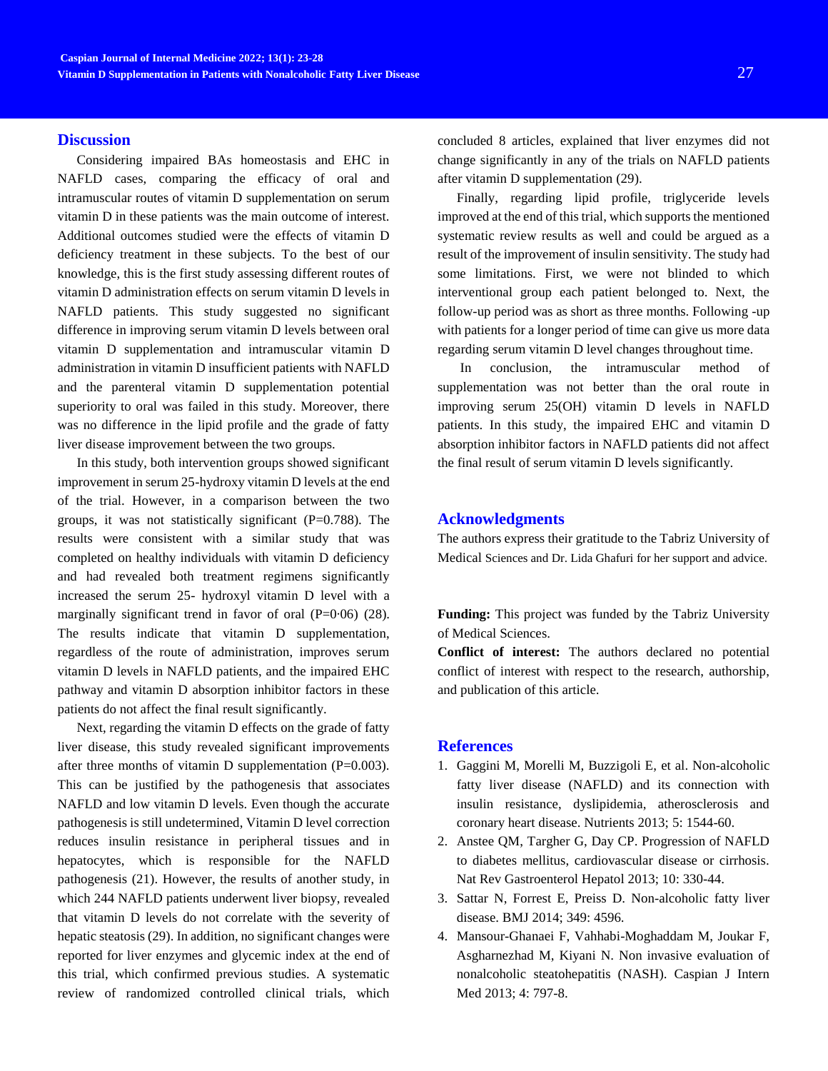## Discussion

Considering impaired BAs homeostasis and EHC in NAFLD cases, comparing the efficacy of oral and intramuscular routes of vitamin D supplementation on serum vitamin D in these patients was the main outcome of interest. Additional outcomes studied were the effects of vitamin D deficiency treatment in these subjects. To the best of our knowledge, this is the first study assessing different routes of vitamin D administration effects on serum vitamin D levels in NAFLD patients. This study suggested no significant difference in improving serum vitamin D levels between oral vitamin D supplementation and intramuscular vitamin D administration in vitamin D insufficient patients with NAFLD and the parenteral vitamin D supplementation potential superiority to oral was failed in this study. Moreover, there was no difference in the lipid profile and the grade of fatty liver disease improvement between the two groups.

In this study, both intervention groups showed significant improvement in serum 25-hydroxy vitamin D levels at the end of the trial. However, in a comparison between the two groups, it was not statistically significant (P=0.788). The results were consistent with a similar study that was completed on healthy individuals with vitamin D deficiency and had revealed both treatment regimens significantly increased the serum 25- hydroxyl vitamin D level with a marginally significant trend in favor of oral (P=0·06) (28). The results indicate that vitamin D supplementation, regardless of the route of administration, improves serum vitamin D levels in NAFLD patients, and the impaired EHC pathway and vitamin D absorption inhibitor factors in these patients do not affect the final result significantly.

Next, regarding the vitamin D effects on the grade of fatty liver disease, this study revealed significant improvements after three months of vitamin D supplementation (P=0.003). This can be justified by the pathogenesis that associates NAFLD and low vitamin D levels. Even though the accurate pathogenesis is still undetermined, Vitamin D level correction reduces insulin resistance in peripheral tissues and in hepatocytes, which is responsible for the NAFLD pathogenesis (21). However, the results of another study, in which 244 NAFLD patients underwent liver biopsy, revealed that vitamin D levels do not correlate with the severity of hepatic steatosis (29). In addition, no significant changes were reported for liver enzymes and glycemic index at the end of this trial, which confirmed previous studies. A systematic review of randomized controlled clinical trials, which concluded 8 articles, explained that liver enzymes did not change significantly in any of the trials on NAFLD patients after vitamin D supplementation (29).

Finally, regarding lipid profile, triglyceride levels improved at the end of this trial, which supports the mentioned systematic review results as well and could be argued as a result of the improvement of insulin sensitivity. The study had some limitations. First, we were not blinded to which interventional group each patient belonged to. Next, the follow-up period was as short as three months. Following -up with patients for a longer period of time can give us more data regarding serum vitamin D level changes throughout time.

In conclusion, the intramuscular method of supplementation was not better than the oral route in improving serum 25(OH) vitamin D levels in NAFLD patients. In this study, the impaired EHC and vitamin D absorption inhibitor factors in NAFLD patients did not affect the final result of serum vitamin D levels significantly.

## Acknowledgments

The authors express their gratitude to the Tabriz University of Medical Sciences and Dr. Lida Ghafuri for her support and advice.

**Funding:** This project was funded by the Tabriz University of Medical Sciences.

**Conflict of interest:** The authors declared no potential conflict of interest with respect to the research, authorship, and publication of this article.

## References

1. Gaggini M, Morelli M, Buzzigoli E, et al. Non-alcoholic fatty liver disease (NAFLD) and its connection with insulin resistance, dyslipidemia, atherosclerosis and coronary heart disease. Nutrients 2013; 5: 1544-60.
2. Anstee QM, Targher G, Day CP. Progression of NAFLD to diabetes mellitus, cardiovascular disease or cirrhosis. Nat Rev Gastroenterol Hepatol 2013; 10: 330-44.
3. Sattar N, Forrest E, Preiss D. Non-alcoholic fatty liver disease. BMJ 2014; 349: 4596.
4. Mansour-Ghanaei F, Vahhabi-Moghaddam M, Joukar F, Asgharnezhad M, Kiyani N. Non invasive evaluation of nonalcoholic steatohepatitis (NASH). Caspian J Intern Med 2013; 4: 797-8.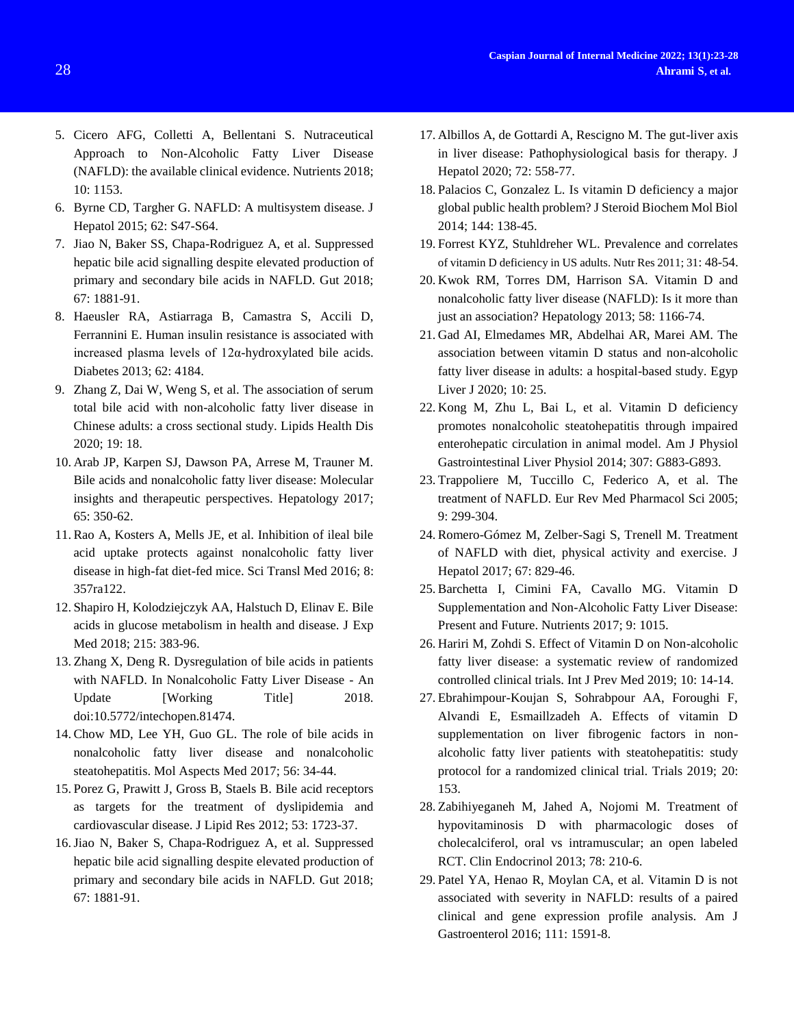5. Cicero AFG, Colletti A, Bellentani S. Nutraceutical Approach to Non-Alcoholic Fatty Liver Disease (NAFLD): the available clinical evidence. Nutrients 2018; 10: 1153.
6. Byrne CD, Targher G. NAFLD: A multisystem disease. J Hepatol 2015; 62: S47-S64.
7. Jiao N, Baker SS, Chapa-Rodriguez A, et al. Suppressed hepatic bile acid signalling despite elevated production of primary and secondary bile acids in NAFLD. Gut 2018; 67: 1881-91.
8. Haeusler RA, Astiarraga B, Camastra S, Accili D, Ferrannini E. Human insulin resistance is associated with increased plasma levels of 12α-hydroxylated bile acids. Diabetes 2013; 62: 4184.
9. Zhang Z, Dai W, Weng S, et al. The association of serum total bile acid with non-alcoholic fatty liver disease in Chinese adults: a cross sectional study. Lipids Health Dis 2020; 19: 18.
10. Arab JP, Karpen SJ, Dawson PA, Arrese M, Trauner M. Bile acids and nonalcoholic fatty liver disease: Molecular insights and therapeutic perspectives. Hepatology 2017; 65: 350-62.
11. Rao A, Kosters A, Mells JE, et al. Inhibition of ileal bile acid uptake protects against nonalcoholic fatty liver disease in high-fat diet-fed mice. Sci Transl Med 2016; 8: 357ra122.
12. Shapiro H, Kolodziejczyk AA, Halstuch D, Elinav E. Bile acids in glucose metabolism in health and disease. J Exp Med 2018; 215: 383-96.
13. Zhang X, Deng R. Dysregulation of bile acids in patients with NAFLD. In Nonalcoholic Fatty Liver Disease - An Update [Working Title] 2018. doi:10.5772/intechopen.81474.
14. Chow MD, Lee YH, Guo GL. The role of bile acids in nonalcoholic fatty liver disease and nonalcoholic steatohepatitis. Mol Aspects Med 2017; 56: 34-44.
15. Porez G, Prawitt J, Gross B, Staels B. Bile acid receptors as targets for the treatment of dyslipidemia and cardiovascular disease. J Lipid Res 2012; 53: 1723-37.
16. Jiao N, Baker S, Chapa-Rodriguez A, et al. Suppressed hepatic bile acid signalling despite elevated production of primary and secondary bile acids in NAFLD. Gut 2018; 67: 1881-91.
17. Albillos A, de Gottardi A, Rescigno M. The gut-liver axis in liver disease: Pathophysiological basis for therapy. J Hepatol 2020; 72: 558-77.
18. Palacios C, Gonzalez L. Is vitamin D deficiency a major global public health problem? J Steroid Biochem Mol Biol 2014; 144: 138-45.
19. Forrest KYZ, Stuhldreher WL. Prevalence and correlates of vitamin D deficiency in US adults. Nutr Res 2011; 31: 48-54.
20. Kwok RM, Torres DM, Harrison SA. Vitamin D and nonalcoholic fatty liver disease (NAFLD): Is it more than just an association? Hepatology 2013; 58: 1166-74.
21. Gad AI, Elmedames MR, Abdelhai AR, Marei AM. The association between vitamin D status and non-alcoholic fatty liver disease in adults: a hospital-based study. Egyp Liver J 2020; 10: 25.
22. Kong M, Zhu L, Bai L, et al. Vitamin D deficiency promotes nonalcoholic steatohepatitis through impaired enterohepatic circulation in animal model. Am J Physiol Gastrointestinal Liver Physiol 2014; 307: G883-G893.
23. Trappoliere M, Tuccillo C, Federico A, et al. The treatment of NAFLD. Eur Rev Med Pharmacol Sci 2005; 9: 299-304.
24. Romero-Gómez M, Zelber-Sagi S, Trenell M. Treatment of NAFLD with diet, physical activity and exercise. J Hepatol 2017; 67: 829-46.
25. Barchetta I, Cimini FA, Cavallo MG. Vitamin D Supplementation and Non-Alcoholic Fatty Liver Disease: Present and Future. Nutrients 2017; 9: 1015.
26. Hariri M, Zohdi S. Effect of Vitamin D on Non-alcoholic fatty liver disease: a systematic review of randomized controlled clinical trials. Int J Prev Med 2019; 10: 14-14.
27. Ebrahimpour-Koujan S, Sohrabpour AA, Foroughi F, Alvandi E, Esmaillzadeh A. Effects of vitamin D supplementation on liver fibrogenic factors in non-alcoholic fatty liver patients with steatohepatitis: study protocol for a randomized clinical trial. Trials 2019; 20: 153.
28. Zabihiyeganeh M, Jahed A, Nojomi M. Treatment of hypovitaminosis D with pharmacologic doses of cholecalciferol, oral vs intramuscular; an open labeled RCT. Clin Endocrinol 2013; 78: 210-6.
29. Patel YA, Henao R, Moylan CA, et al. Vitamin D is not associated with severity in NAFLD: results of a paired clinical and gene expression profile analysis. Am J Gastroenterol 2016; 111: 1591-8.